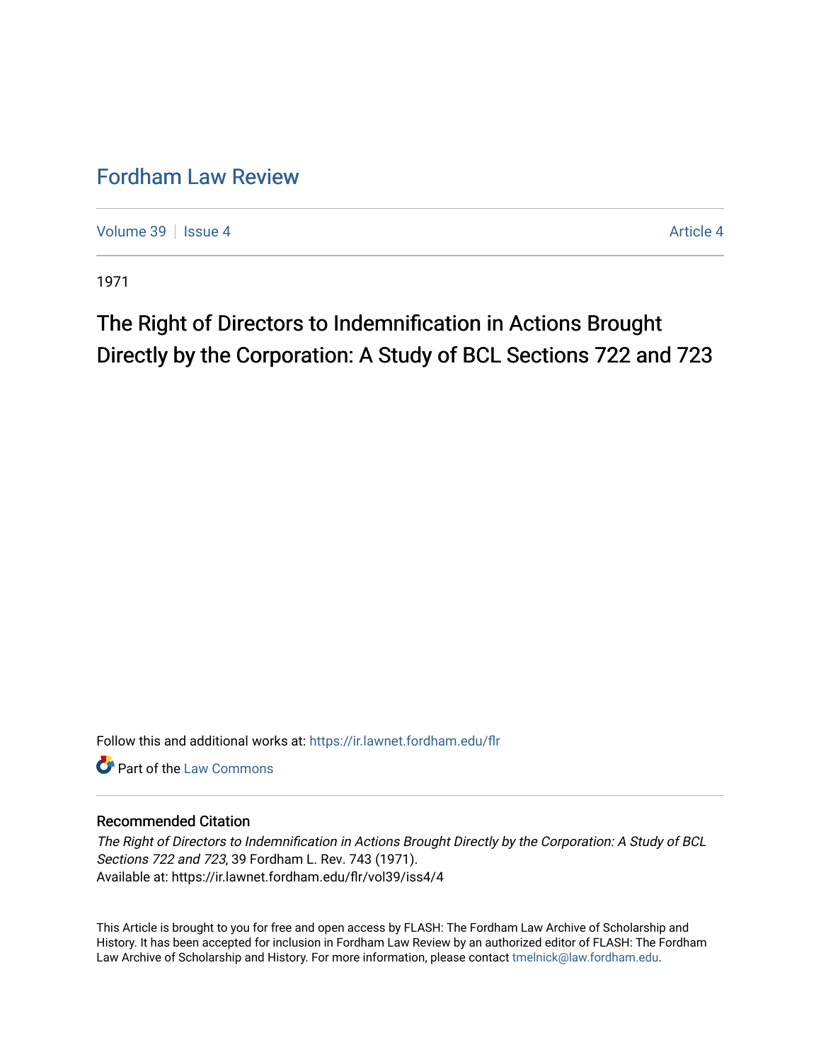# Fordham Law Review

Volume 39 | Issue 4 | Article 4

1971

## The Right of Directors to Indemnification in Actions Brought Directly by the Corporation: A Study of BCL Sections 722 and 723

Follow this and additional works at: https://ir.lawnet.fordham.edu/flr

Part of the Law Commons

### Recommended Citation

*The Right of Directors to Indemnification in Actions Brought Directly by the Corporation: A Study of BCL Sections 722 and 723*, 39 Fordham L. Rev. 743 (1971).
Available at: https://ir.lawnet.fordham.edu/flr/vol39/iss4/4

This Article is brought to you for free and open access by FLASH: The Fordham Law Archive of Scholarship and History. It has been accepted for inclusion in Fordham Law Review by an authorized editor of FLASH: The Fordham Law Archive of Scholarship and History. For more information, please contact tmelnick@law.fordham.edu.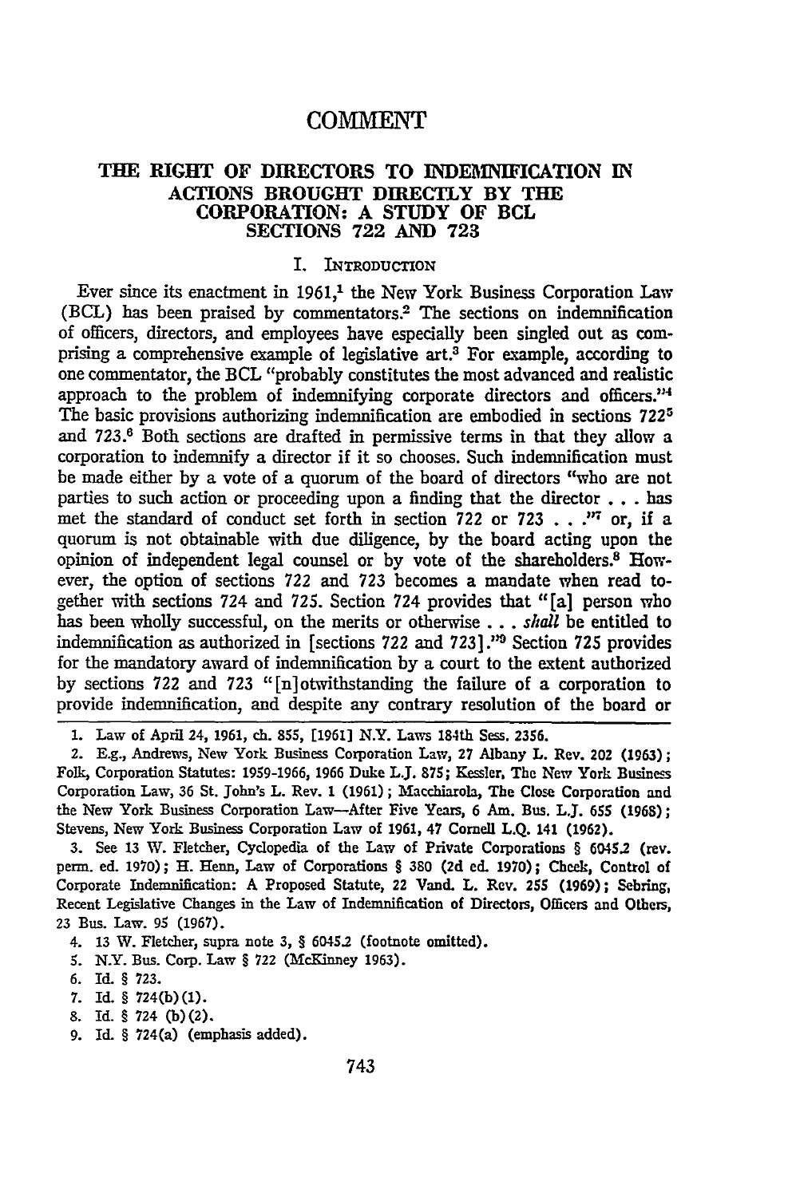# COMMENT

## THE RIGHT OF DIRECTORS TO INDEMNIFICATION IN ACTIONS BROUGHT DIRECTLY BY THE CORPORATION: A STUDY OF BCL SECTIONS 722 AND 723

### I. INTRODUCTION

Ever since its enactment in 1961,[1] the New York Business Corporation Law (BCL) has been praised by commentators.[2] The sections on indemnification of officers, directors, and employees have especially been singled out as comprising a comprehensive example of legislative art.[3] For example, according to one commentator, the BCL "probably constitutes the most advanced and realistic approach to the problem of indemnifying corporate directors and officers."[4] The basic provisions authorizing indemnification are embodied in sections 722[5] and 723.[6] Both sections are drafted in permissive terms in that they allow a corporation to indemnify a director if it so chooses. Such indemnification must be made either by a vote of a quorum of the board of directors "who are not parties to such action or proceeding upon a finding that the director . . . has met the standard of conduct set forth in section 722 or 723 . . ."[7] or, if a quorum is not obtainable with due diligence, by the board acting upon the opinion of independent legal counsel or by vote of the shareholders.[8] However, the option of sections 722 and 723 becomes a mandate when read together with sections 724 and 725. Section 724 provides that "[a] person who has been wholly successful, on the merits or otherwise . . . *shall* be entitled to indemnification as authorized in [sections 722 and 723]."[9] Section 725 provides for the mandatory award of indemnification by a court to the extent authorized by sections 722 and 723 "[n]otwithstanding the failure of a corporation to provide indemnification, and despite any contrary resolution of the board or

---

1. Law of April 24, 1961, ch. 855, [1961] N.Y. Laws 184th Sess. 2356.

2. E.g., Andrews, New York Business Corporation Law, 27 Albany L. Rev. 202 (1963); Folk, Corporation Statutes: 1959-1966, 1966 Duke L.J. 875; Kessler, The New York Business Corporation Law, 36 St. John's L. Rev. 1 (1961); Macchiarola, The Close Corporation and the New York Business Corporation Law—After Five Years, 6 Am. Bus. L.J. 655 (1968); Stevens, New York Business Corporation Law of 1961, 47 Cornell L.Q. 141 (1962).

3. See 13 W. Fletcher, Cyclopedia of the Law of Private Corporations § 6045.2 (rev. perm. ed. 1970); H. Henn, Law of Corporations § 380 (2d ed. 1970); Cheek, Control of Corporate Indemnification: A Proposed Statute, 22 Vand. L. Rev. 255 (1969); Sebring, Recent Legislative Changes in the Law of Indemnification of Directors, Officers and Others, 23 Bus. Law. 95 (1967).

4. 13 W. Fletcher, supra note 3, § 6045.2 (footnote omitted).

5. N.Y. Bus. Corp. Law § 722 (McKinney 1963).

6. Id. § 723.

7. Id. § 724(b)(1).

8. Id. § 724 (b)(2).

9. Id. § 724(a) (emphasis added).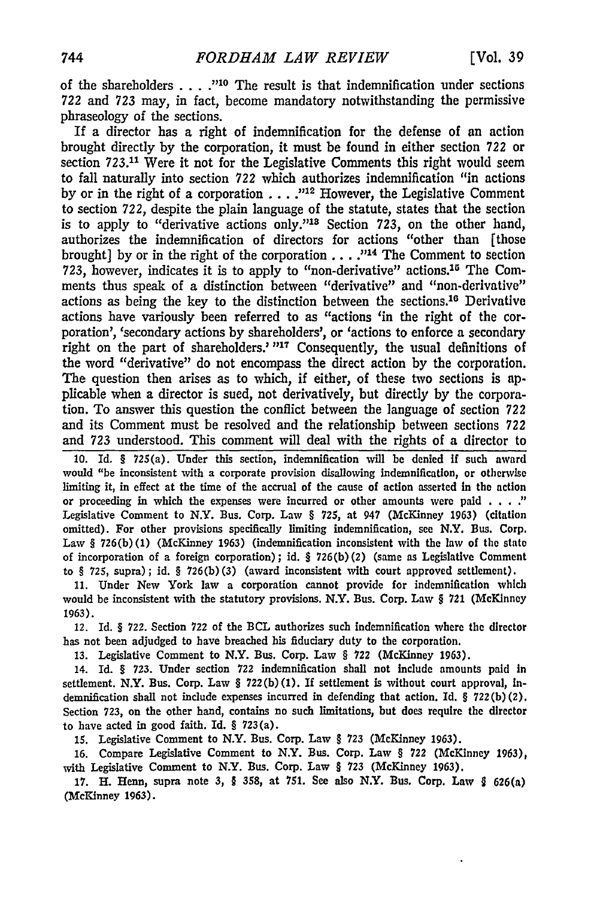of the shareholders . . . ."[10] The result is that indemnification under sections 722 and 723 may, in fact, become mandatory notwithstanding the permissive phraseology of the sections.

If a director has a right of indemnification for the defense of an action brought directly by the corporation, it must be found in either section 722 or section 723.[11] Were it not for the Legislative Comments this right would seem to fall naturally into section 722 which authorizes indemnification "in actions by or in the right of a corporation . . . ."[12] However, the Legislative Comment to section 722, despite the plain language of the statute, states that the section is to apply to "derivative actions only."[13] Section 723, on the other hand, authorizes the indemnification of directors for actions "other than [those brought] by or in the right of the corporation . . . ."[14] The Comment to section 723, however, indicates it is to apply to "non-derivative" actions.[15] The Comments thus speak of a distinction between "derivative" and "non-derivative" actions as being the key to the distinction between the sections.[16] Derivative actions have variously been referred to as "actions 'in the right of the corporation', 'secondary actions by shareholders', or 'actions to enforce a secondary right on the part of shareholders.' "[17] Consequently, the usual definitions of the word "derivative" do not encompass the direct action by the corporation. The question then arises as to which, if either, of these two sections is applicable when a director is sued, not derivatively, but directly by the corporation. To answer this question the conflict between the language of section 722 and its Comment must be resolved and the relationship between sections 722 and 723 understood. This comment will deal with the rights of a director to

10. Id. § 725(a). Under this section, indemnification will be denied if such award would "be inconsistent with a corporate provision disallowing indemnification, or otherwise limiting it, in effect at the time of the accrual of the cause of action asserted in the action or proceeding in which the expenses were incurred or other amounts were paid . . . ." Legislative Comment to N.Y. Bus. Corp. Law § 725, at 947 (McKinney 1963) (citation omitted). For other provisions specifically limiting indemnification, see N.Y. Bus. Corp. Law § 726(b)(1) (McKinney 1963) (indemnification inconsistent with the law of the state of incorporation of a foreign corporation); id. § 726(b)(2) (same as Legislative Comment to § 725, supra); id. § 726(b)(3) (award inconsistent with court approved settlement).

11. Under New York law a corporation cannot provide for indemnification which would be inconsistent with the statutory provisions. N.Y. Bus. Corp. Law § 721 (McKinney 1963).

12. Id. § 722. Section 722 of the BCL authorizes such indemnification where the director has not been adjudged to have breached his fiduciary duty to the corporation.

13. Legislative Comment to N.Y. Bus. Corp. Law § 722 (McKinney 1963).

14. Id. § 723. Under section 722 indemnification shall not include amounts paid in settlement. N.Y. Bus. Corp. Law § 722(b)(1). If settlement is without court approval, indemnification shall not include expenses incurred in defending that action. Id. § 722(b)(2). Section 723, on the other hand, contains no such limitations, but does require the director to have acted in good faith. Id. § 723(a).

15. Legislative Comment to N.Y. Bus. Corp. Law § 723 (McKinney 1963).

16. Compare Legislative Comment to N.Y. Bus. Corp. Law § 722 (McKinney 1963), with Legislative Comment to N.Y. Bus. Corp. Law § 723 (McKinney 1963).

17. H. Henn, supra note 3, § 358, at 751. See also N.Y. Bus. Corp. Law § 626(a) (McKinney 1963).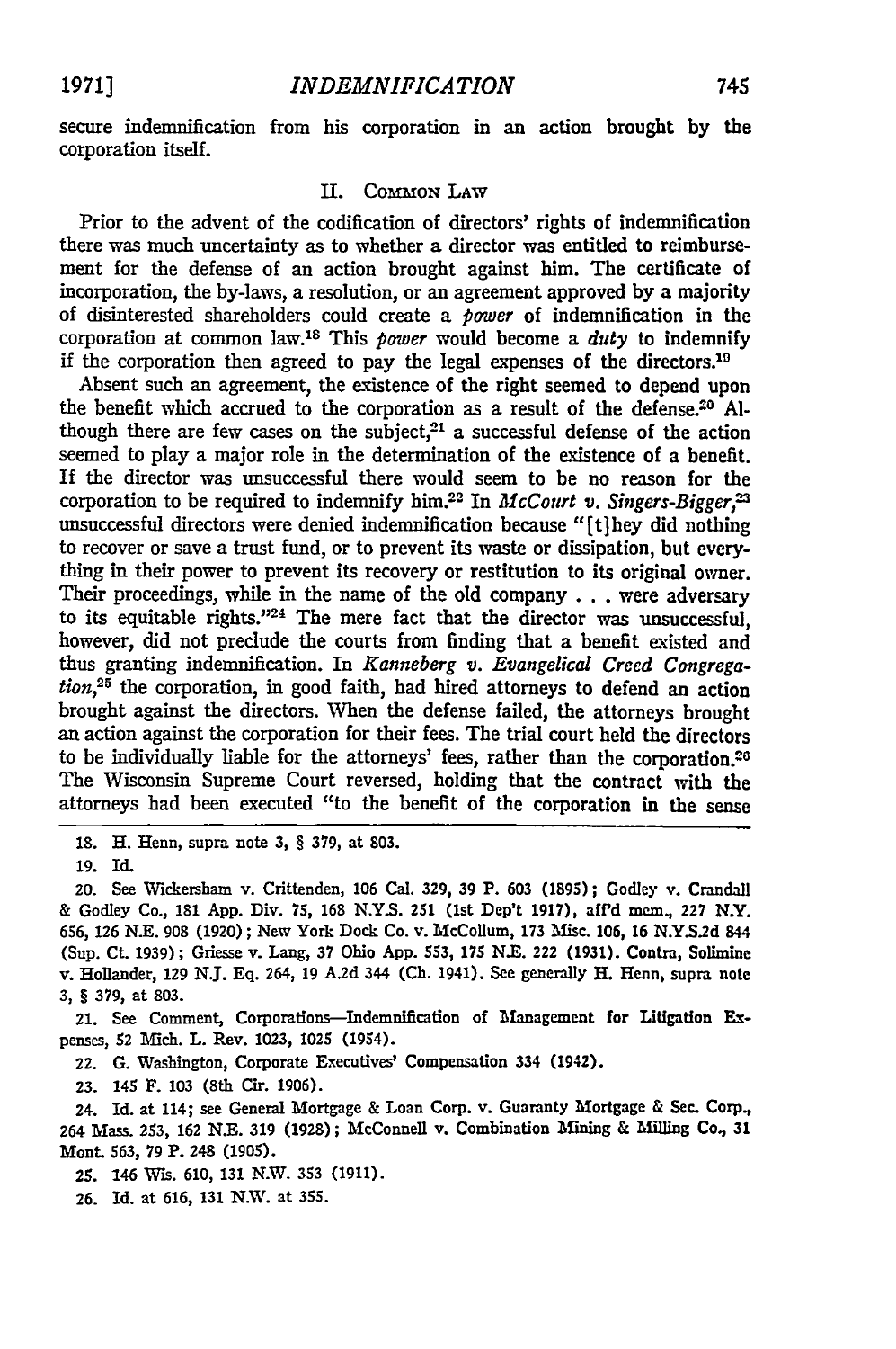secure indemnification from his corporation in an action brought by the corporation itself.

## II. Common Law

Prior to the advent of the codification of directors' rights of indemnification there was much uncertainty as to whether a director was entitled to reimbursement for the defense of an action brought against him. The certificate of incorporation, the by-laws, a resolution, or an agreement approved by a majority of disinterested shareholders could create a *power* of indemnification in the corporation at common law.[18] This *power* would become a *duty* to indemnify if the corporation then agreed to pay the legal expenses of the directors.[19]

Absent such an agreement, the existence of the right seemed to depend upon the benefit which accrued to the corporation as a result of the defense.[20] Although there are few cases on the subject,[21] a successful defense of the action seemed to play a major role in the determination of the existence of a benefit. If the director was unsuccessful there would seem to be no reason for the corporation to be required to indemnify him.[22] In *McCourt v. Singers-Bigger*,[23] unsuccessful directors were denied indemnification because "[t]hey did nothing to recover or save a trust fund, or to prevent its waste or dissipation, but everything in their power to prevent its recovery or restitution to its original owner. Their proceedings, while in the name of the old company . . . were adversary to its equitable rights."[24] The mere fact that the director was unsuccessful, however, did not preclude the courts from finding that a benefit existed and thus granting indemnification. In *Kanneberg v. Evangelical Creed Congregation*,[25] the corporation, in good faith, had hired attorneys to defend an action brought against the directors. When the defense failed, the attorneys brought an action against the corporation for their fees. The trial court held the directors to be individually liable for the attorneys' fees, rather than the corporation.[26] The Wisconsin Supreme Court reversed, holding that the contract with the attorneys had been executed "to the benefit of the corporation in the sense

---

18. H. Henn, supra note 3, § 379, at 803.

19. Id.

20. See Wickersham v. Crittenden, 106 Cal. 329, 39 P. 603 (1895); Godley v. Crandall & Godley Co., 181 App. Div. 75, 168 N.Y.S. 251 (1st Dep't 1917), aff'd mem., 227 N.Y. 656, 126 N.E. 908 (1920); New York Dock Co. v. McCollum, 173 Misc. 106, 16 N.Y.S.2d 844 (Sup. Ct. 1939); Griesse v. Lang, 37 Ohio App. 553, 175 N.E. 222 (1931). Contra, Solimine v. Hollander, 129 N.J. Eq. 264, 19 A.2d 344 (Ch. 1941). See generally H. Henn, supra note 3, § 379, at 803.

21. See Comment, Corporations—Indemnification of Management for Litigation Expenses, 52 Mich. L. Rev. 1023, 1025 (1954).

22. G. Washington, Corporate Executives' Compensation 334 (1942).

23. 145 F. 103 (8th Cir. 1906).

24. Id. at 114; see General Mortgage & Loan Corp. v. Guaranty Mortgage & Sec. Corp., 264 Mass. 253, 162 N.E. 319 (1928); McConnell v. Combination Mining & Milling Co., 31 Mont. 563, 79 P. 248 (1905).

25. 146 Wis. 610, 131 N.W. 353 (1911).

26. Id. at 616, 131 N.W. at 355.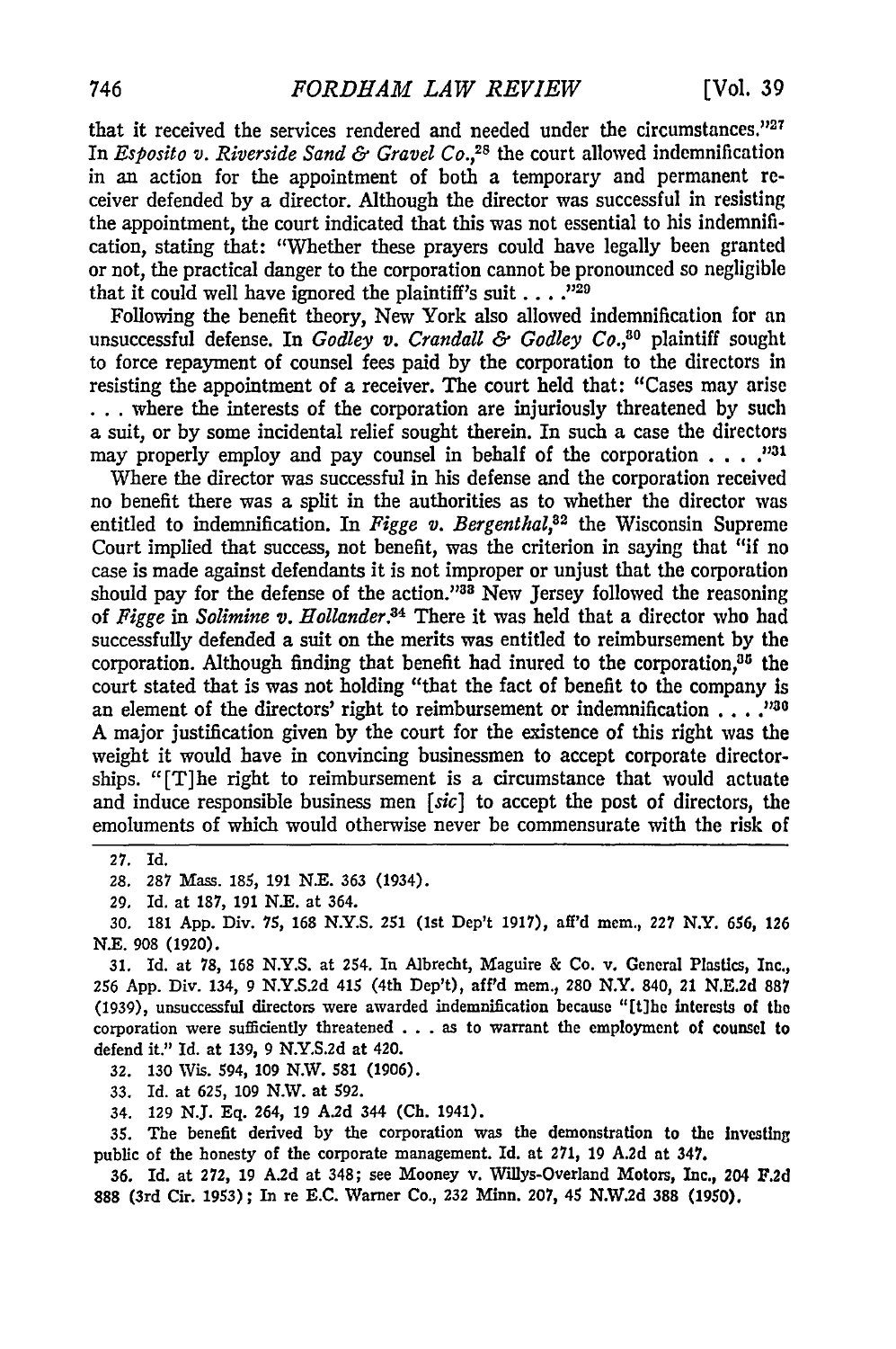that it received the services rendered and needed under the circumstances."[27] In *Esposito v. Riverside Sand & Gravel Co.*,[28] the court allowed indemnification in an action for the appointment of both a temporary and permanent receiver defended by a director. Although the director was successful in resisting the appointment, the court indicated that this was not essential to his indemnification, stating that: "Whether these prayers could have legally been granted or not, the practical danger to the corporation cannot be pronounced so negligible that it could well have ignored the plaintiff's suit . . . ."[29]

Following the benefit theory, New York also allowed indemnification for an unsuccessful defense. In *Godley v. Crandall & Godley Co.*,[30] plaintiff sought to force repayment of counsel fees paid by the corporation to the directors in resisting the appointment of a receiver. The court held that: "Cases may arise . . . where the interests of the corporation are injuriously threatened by such a suit, or by some incidental relief sought therein. In such a case the directors may properly employ and pay counsel in behalf of the corporation . . . ."[31]

Where the director was successful in his defense and the corporation received no benefit there was a split in the authorities as to whether the director was entitled to indemnification. In *Figge v. Bergenthal*,[32] the Wisconsin Supreme Court implied that success, not benefit, was the criterion in saying that "if no case is made against defendants it is not improper or unjust that the corporation should pay for the defense of the action."[33] New Jersey followed the reasoning of *Figge* in *Solimine v. Hollander*.[34] There it was held that a director who had successfully defended a suit on the merits was entitled to reimbursement by the corporation. Although finding that benefit had inured to the corporation,[35] the court stated that is was not holding "that the fact of benefit to the company is an element of the directors' right to reimbursement or indemnification . . . ."[36] A major justification given by the court for the existence of this right was the weight it would have in convincing businessmen to accept corporate directorships. "[T]he right to reimbursement is a circumstance that would actuate and induce responsible business men [*sic*] to accept the post of directors, the emoluments of which would otherwise never be commensurate with the risk of

---

27. Id.

28. 287 Mass. 185, 191 N.E. 363 (1934).

29. Id. at 187, 191 N.E. at 364.

30. 181 App. Div. 75, 168 N.Y.S. 251 (1st Dep't 1917), aff'd mem., 227 N.Y. 656, 126 N.E. 908 (1920).

31. Id. at 78, 168 N.Y.S. at 254. In Albrecht, Maguire & Co. v. General Plastics, Inc., 256 App. Div. 134, 9 N.Y.S.2d 415 (4th Dep't), aff'd mem., 280 N.Y. 840, 21 N.E.2d 887 (1939), unsuccessful directors were awarded indemnification because "[t]he interests of the corporation were sufficiently threatened . . . as to warrant the employment of counsel to defend it." Id. at 139, 9 N.Y.S.2d at 420.

32. 130 Wis. 594, 109 N.W. 581 (1906).

33. Id. at 625, 109 N.W. at 592.

34. 129 N.J. Eq. 264, 19 A.2d 344 (Ch. 1941).

35. The benefit derived by the corporation was the demonstration to the investing public of the honesty of the corporate management. Id. at 271, 19 A.2d at 347.

36. Id. at 272, 19 A.2d at 348; see Mooney v. Willys-Overland Motors, Inc., 204 F.2d 888 (3rd Cir. 1953); In re E.C. Warner Co., 232 Minn. 207, 45 N.W.2d 388 (1950).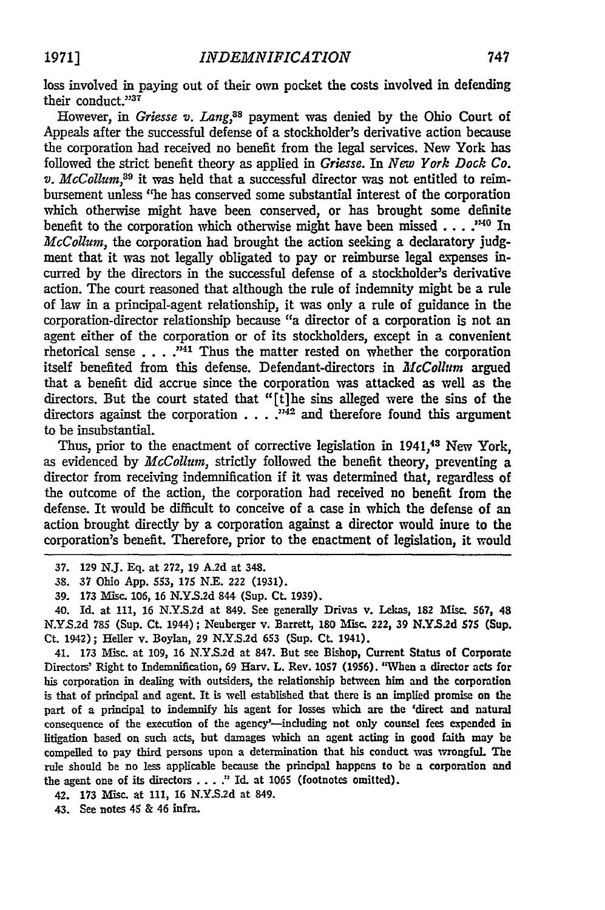loss involved in paying out of their own pocket the costs involved in defending their conduct."[37]

However, in *Griesse v. Lang*,[38] payment was denied by the Ohio Court of Appeals after the successful defense of a stockholder's derivative action because the corporation had received no benefit from the legal services. New York has followed the strict benefit theory as applied in *Griesse*. In *New York Dock Co. v. McCollum*,[39] it was held that a successful director was not entitled to reimbursement unless "he has conserved some substantial interest of the corporation which otherwise might have been conserved, or has brought some definite benefit to the corporation which otherwise might have been missed . . . ."[40] In *McCollum*, the corporation had brought the action seeking a declaratory judgment that it was not legally obligated to pay or reimburse legal expenses incurred by the directors in the successful defense of a stockholder's derivative action. The court reasoned that although the rule of indemnity might be a rule of law in a principal-agent relationship, it was only a rule of guidance in the corporation-director relationship because "a director of a corporation is not an agent either of the corporation or of its stockholders, except in a convenient rhetorical sense . . . ."[41] Thus the matter rested on whether the corporation itself benefited from this defense. Defendant-directors in *McCollum* argued that a benefit did accrue since the corporation was attacked as well as the directors. But the court stated that "[t]he sins alleged were the sins of the directors against the corporation . . . ."[42] and therefore found this argument to be insubstantial.

Thus, prior to the enactment of corrective legislation in 1941,[43] New York, as evidenced by *McCollum*, strictly followed the benefit theory, preventing a director from receiving indemnification if it was determined that, regardless of the outcome of the action, the corporation had received no benefit from the defense. It would be difficult to conceive of a case in which the defense of an action brought directly by a corporation against a director would inure to the corporation's benefit. Therefore, prior to the enactment of legislation, it would

---

37. 129 N.J. Eq. at 272, 19 A.2d at 348.

38. 37 Ohio App. 553, 175 N.E. 222 (1931).

39. 173 Misc. 106, 16 N.Y.S.2d 844 (Sup. Ct. 1939).

40. Id. at 111, 16 N.Y.S.2d at 849. See generally Drivas v. Lekas, 182 Misc. 567, 48 N.Y.S.2d 785 (Sup. Ct. 1944); Neuberger v. Barrett, 180 Misc. 222, 39 N.Y.S.2d 575 (Sup. Ct. 1942); Heller v. Boylan, 29 N.Y.S.2d 653 (Sup. Ct. 1941).

41. 173 Misc. at 109, 16 N.Y.S.2d at 847. But see Bishop, Current Status of Corporate Directors' Right to Indemnification, 69 Harv. L. Rev. 1057 (1956). "When a director acts for his corporation in dealing with outsiders, the relationship between him and the corporation is that of principal and agent. It is well established that there is an implied promise on the part of a principal to indemnify his agent for losses which are the 'direct and natural consequence of the execution of the agency'—including not only counsel fees expended in litigation based on such acts, but damages which an agent acting in good faith may be compelled to pay third persons upon a determination that his conduct was wrongful. The rule should be no less applicable because the principal happens to be a corporation and the agent one of its directors . . . ." Id. at 1065 (footnotes omitted).

42. 173 Misc. at 111, 16 N.Y.S.2d at 849.

43. See notes 45 & 46 infra.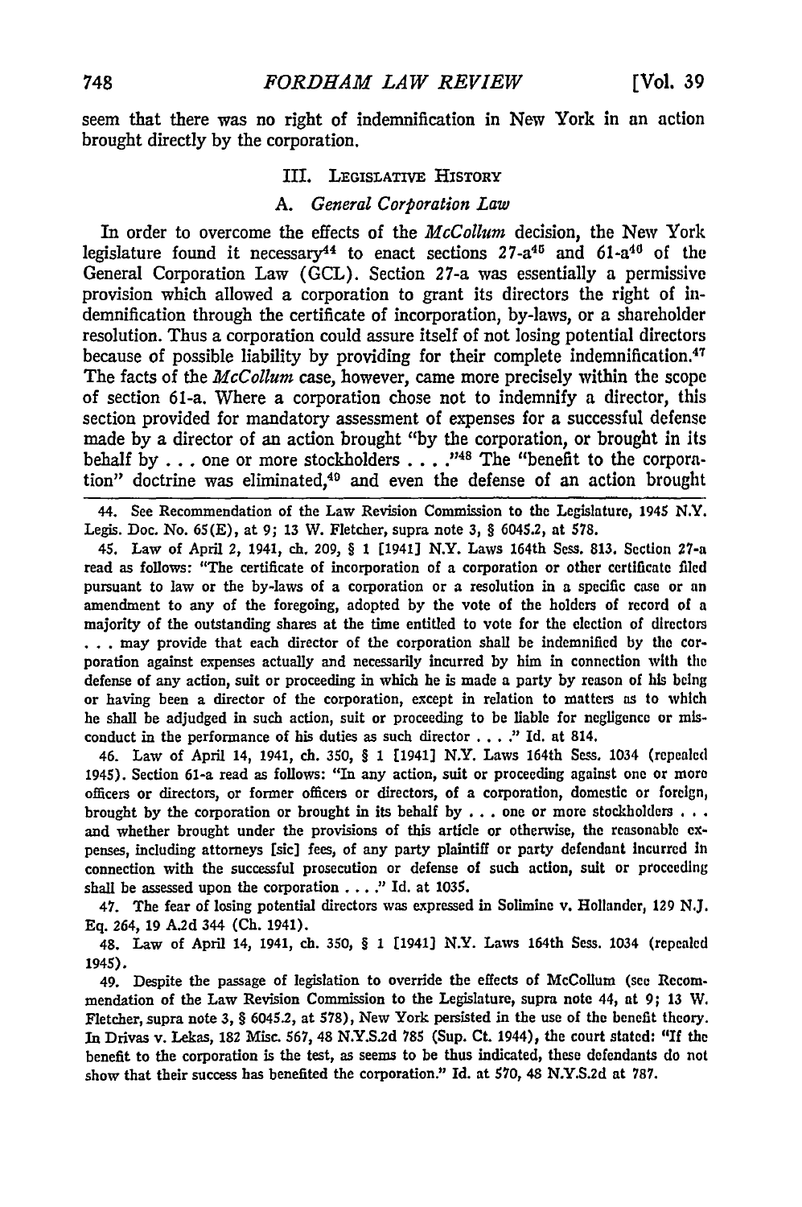seem that there was no right of indemnification in New York in an action brought directly by the corporation.

### III. Legislative History

#### A. *General Corporation Law*

In order to overcome the effects of the *McCollum* decision, the New York legislature found it necessary[44] to enact sections 27-a[45] and 61-a[46] of the General Corporation Law (GCL). Section 27-a was essentially a permissive provision which allowed a corporation to grant its directors the right of indemnification through the certificate of incorporation, by-laws, or a shareholder resolution. Thus a corporation could assure itself of not losing potential directors because of possible liability by providing for their complete indemnification.[47] The facts of the *McCollum* case, however, came more precisely within the scope of section 61-a. Where a corporation chose not to indemnify a director, this section provided for mandatory assessment of expenses for a successful defense made by a director of an action brought "by the corporation, or brought in its behalf by . . . one or more stockholders . . . ."[48] The "benefit to the corporation" doctrine was eliminated,[49] and even the defense of an action brought

44. See Recommendation of the Law Revision Commission to the Legislature, 1945 N.Y. Legis. Doc. No. 65(E), at 9; 13 W. Fletcher, supra note 3, § 6045.2, at 578.

45. Law of April 2, 1941, ch. 209, § 1 [1941] N.Y. Laws 164th Sess. 813. Section 27-a read as follows: "The certificate of incorporation of a corporation or other certificate filed pursuant to law or the by-laws of a corporation or a resolution in a specific case or an amendment to any of the foregoing, adopted by the vote of the holders of record of a majority of the outstanding shares at the time entitled to vote for the election of directors . . . may provide that each director of the corporation shall be indemnified by the corporation against expenses actually and necessarily incurred by him in connection with the defense of any action, suit or proceeding in which he is made a party by reason of his being or having been a director of the corporation, except in relation to matters as to which he shall be adjudged in such action, suit or proceeding to be liable for negligence or misconduct in the performance of his duties as such director . . . ." Id. at 814.

46. Law of April 14, 1941, ch. 350, § 1 [1941] N.Y. Laws 164th Sess. 1034 (repealed 1945). Section 61-a read as follows: "In any action, suit or proceeding against one or more officers or directors, or former officers or directors, of a corporation, domestic or foreign, brought by the corporation or brought in its behalf by . . . one or more stockholders . . . and whether brought under the provisions of this article or otherwise, the reasonable expenses, including attorneys [sic] fees, of any party plaintiff or party defendant incurred in connection with the successful prosecution or defense of such action, suit or proceeding shall be assessed upon the corporation . . . ." Id. at 1035.

47. The fear of losing potential directors was expressed in Solimine v. Hollander, 129 N.J. Eq. 264, 19 A.2d 344 (Ch. 1941).

48. Law of April 14, 1941, ch. 350, § 1 [1941] N.Y. Laws 164th Sess. 1034 (repealed 1945).

49. Despite the passage of legislation to override the effects of McCollum (see Recommendation of the Law Revision Commission to the Legislature, supra note 44, at 9; 13 W. Fletcher, supra note 3, § 6045.2, at 578), New York persisted in the use of the benefit theory. In Drivas v. Lekas, 182 Misc. 567, 48 N.Y.S.2d 785 (Sup. Ct. 1944), the court stated: "If the benefit to the corporation is the test, as seems to be thus indicated, these defendants do not show that their success has benefited the corporation." Id. at 570, 48 N.Y.S.2d at 787.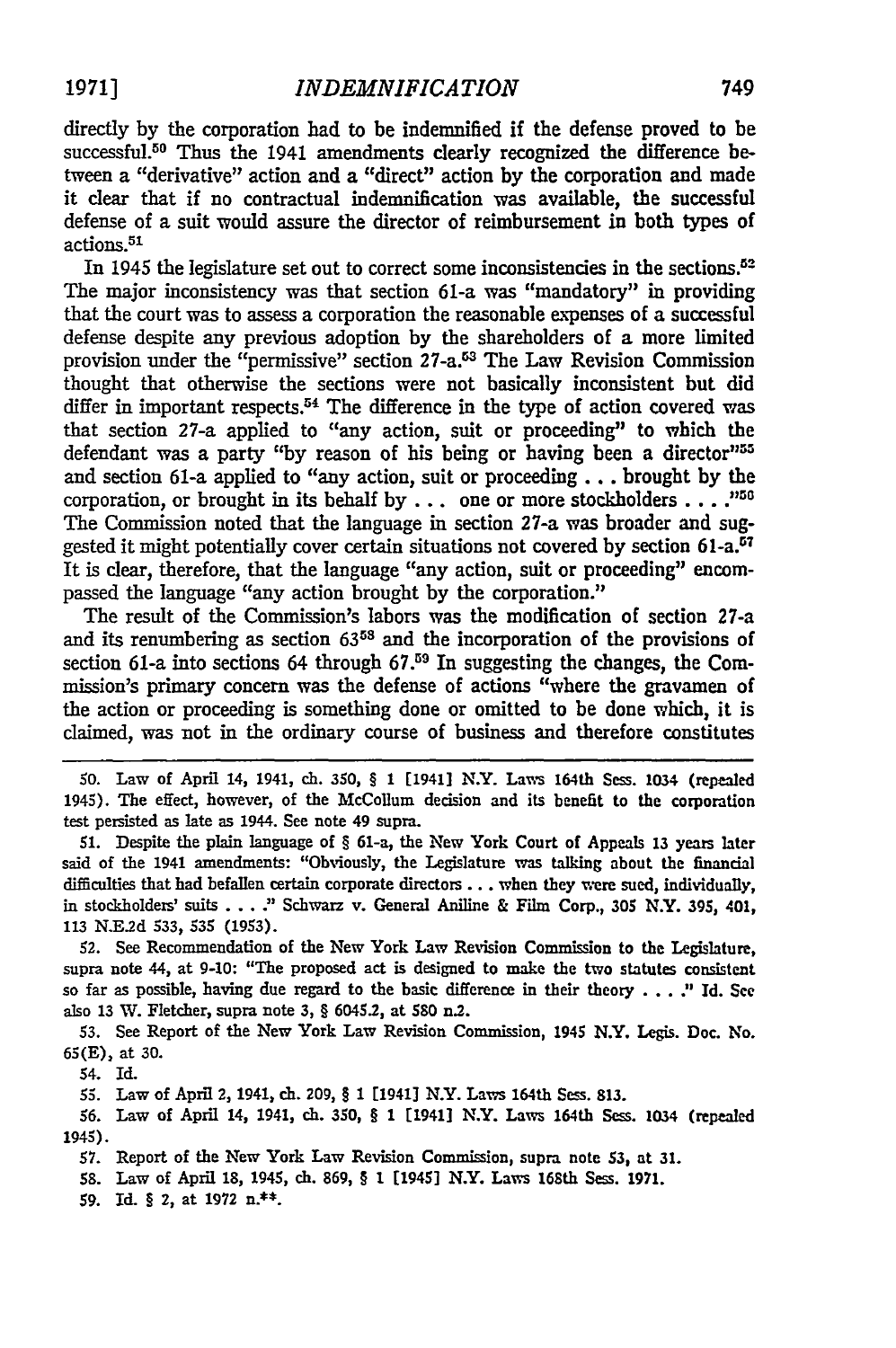directly by the corporation had to be indemnified if the defense proved to be successful.[50] Thus the 1941 amendments clearly recognized the difference between a "derivative" action and a "direct" action by the corporation and made it clear that if no contractual indemnification was available, the successful defense of a suit would assure the director of reimbursement in both types of actions.[51]

In 1945 the legislature set out to correct some inconsistencies in the sections.[52] The major inconsistency was that section 61-a was "mandatory" in providing that the court was to assess a corporation the reasonable expenses of a successful defense despite any previous adoption by the shareholders of a more limited provision under the "permissive" section 27-a.[53] The Law Revision Commission thought that otherwise the sections were not basically inconsistent but did differ in important respects.[54] The difference in the type of action covered was that section 27-a applied to "any action, suit or proceeding" to which the defendant was a party "by reason of his being or having been a director"[55] and section 61-a applied to "any action, suit or proceeding . . . brought by the corporation, or brought in its behalf by . . . one or more stockholders . . . ."[56] The Commission noted that the language in section 27-a was broader and suggested it might potentially cover certain situations not covered by section 61-a.[57] It is clear, therefore, that the language "any action, suit or proceeding" encompassed the language "any action brought by the corporation."

The result of the Commission's labors was the modification of section 27-a and its renumbering as section 63[58] and the incorporation of the provisions of section 61-a into sections 64 through 67.[59] In suggesting the changes, the Commission's primary concern was the defense of actions "where the gravamen of the action or proceeding is something done or omitted to be done which, it is claimed, was not in the ordinary course of business and therefore constitutes

---

50. Law of April 14, 1941, ch. 350, § 1 [1941] N.Y. Laws 164th Sess. 1034 (repealed 1945). The effect, however, of the McCollum decision and its benefit to the corporation test persisted as late as 1944. See note 49 supra.

51. Despite the plain language of § 61-a, the New York Court of Appeals 13 years later said of the 1941 amendments: "Obviously, the Legislature was talking about the financial difficulties that had befallen certain corporate directors . . . when they were sued, individually, in stockholders' suits . . . ." Schwarz v. General Aniline & Film Corp., 305 N.Y. 395, 401, 113 N.E.2d 533, 535 (1953).

52. See Recommendation of the New York Law Revision Commission to the Legislature, supra note 44, at 9-10: "The proposed act is designed to make the two statutes consistent so far as possible, having due regard to the basic difference in their theory . . . ." Id. See also 13 W. Fletcher, supra note 3, § 6045.2, at 580 n.2.

53. See Report of the New York Law Revision Commission, 1945 N.Y. Legis. Doc. No. 65(E), at 30.

54. Id.

55. Law of April 2, 1941, ch. 209, § 1 [1941] N.Y. Laws 164th Sess. 813.

56. Law of April 14, 1941, ch. 350, § 1 [1941] N.Y. Laws 164th Sess. 1034 (repealed 1945).

57. Report of the New York Law Revision Commission, supra note 53, at 31.

58. Law of April 18, 1945, ch. 869, § 1 [1945] N.Y. Laws 168th Sess. 1971.

59. Id. § 2, at 1972 n.**.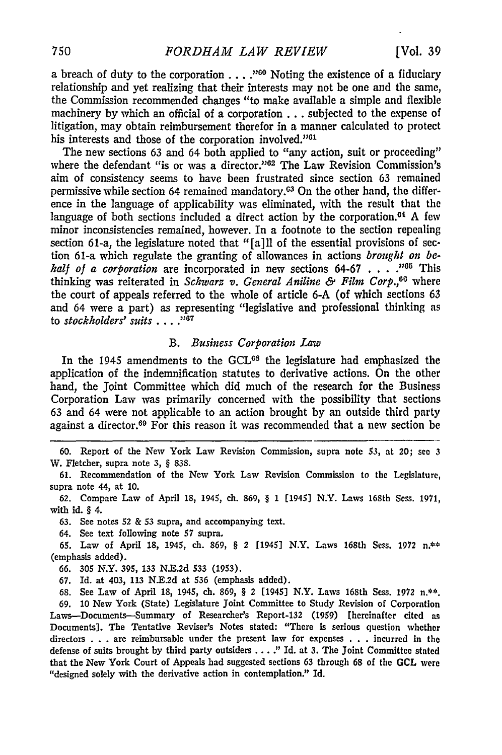a breach of duty to the corporation . . . ."[60] Noting the existence of a fiduciary relationship and yet realizing that their interests may not be one and the same, the Commission recommended changes "to make available a simple and flexible machinery by which an official of a corporation . . . subjected to the expense of litigation, may obtain reimbursement therefor in a manner calculated to protect his interests and those of the corporation involved."[61]

The new sections 63 and 64 both applied to "any action, suit or proceeding" where the defendant "is or was a director."[62] The Law Revision Commission's aim of consistency seems to have been frustrated since section 63 remained permissive while section 64 remained mandatory.[63] On the other hand, the difference in the language of applicability was eliminated, with the result that the language of both sections included a direct action by the corporation.[64] A few minor inconsistencies remained, however. In a footnote to the section repealing section 61-a, the legislature noted that "[a]ll of the essential provisions of section 61-a which regulate the granting of allowances in actions *brought on behalf of a corporation* are incorporated in new sections 64-67 . . . ."[65] This thinking was reiterated in *Schwarz v. General Aniline & Film Corp.*,[66] where the court of appeals referred to the whole of article 6-A (of which sections 63 and 64 were a part) as representing "legislative and professional thinking as to *stockholders' suits* . . . ."[67]

### B. *Business Corporation Law*

In the 1945 amendments to the GCL[68] the legislature had emphasized the application of the indemnification statutes to derivative actions. On the other hand, the Joint Committee which did much of the research for the Business Corporation Law was primarily concerned with the possibility that sections 63 and 64 were not applicable to an action brought by an outside third party against a director.[69] For this reason it was recommended that a new section be

---

60. Report of the New York Law Revision Commission, supra note 53, at 20; see 3 W. Fletcher, supra note 3, § 838.

61. Recommendation of the New York Law Revision Commission to the Legislature, supra note 44, at 10.

62. Compare Law of April 18, 1945, ch. 869, § 1 [1945] N.Y. Laws 168th Sess. 1971, with id. § 4.

63. See notes 52 & 53 supra, and accompanying text.

64. See text following note 57 supra.

65. Law of April 18, 1945, ch. 869, § 2 [1945] N.Y. Laws 168th Sess. 1972 n.** (emphasis added).

66. 305 N.Y. 395, 133 N.E.2d 533 (1953).

67. Id. at 403, 113 N.E.2d at 536 (emphasis added).

68. See Law of April 18, 1945, ch. 869, § 2 [1945] N.Y. Laws 168th Sess. 1972 n.**.

69. 10 New York (State) Legislature Joint Committee to Study Revision of Corporation Laws—Documents—Summary of Researcher's Report-132 (1959) [hereinafter cited as Documents]. The Tentative Reviser's Notes stated: "There is serious question whether directors . . . are reimbursable under the present law for expenses . . . incurred in the defense of suits brought by third party outsiders . . . ." Id. at 3. The Joint Committee stated that the New York Court of Appeals had suggested sections 63 through 68 of the GCL were "designed solely with the derivative action in contemplation." Id.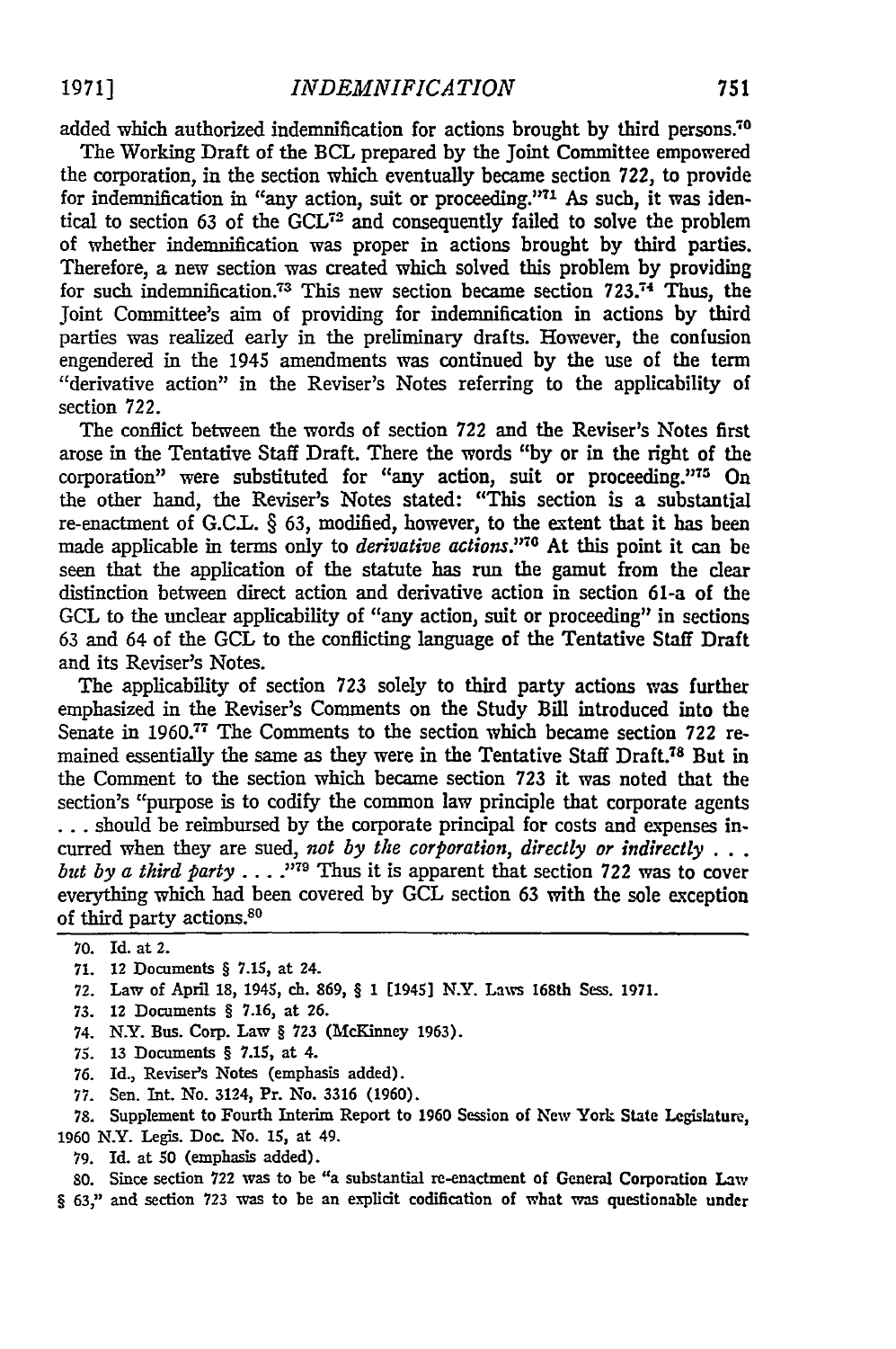added which authorized indemnification for actions brought by third persons.[70]

The Working Draft of the BCL prepared by the Joint Committee empowered the corporation, in the section which eventually became section 722, to provide for indemnification in "any action, suit or proceeding."[71] As such, it was identical to section 63 of the GCL[72] and consequently failed to solve the problem of whether indemnification was proper in actions brought by third parties. Therefore, a new section was created which solved this problem by providing for such indemnification.[73] This new section became section 723.[74] Thus, the Joint Committee's aim of providing for indemnification in actions by third parties was realized early in the preliminary drafts. However, the confusion engendered in the 1945 amendments was continued by the use of the term "derivative action" in the Reviser's Notes referring to the applicability of section 722.

The conflict between the words of section 722 and the Reviser's Notes first arose in the Tentative Staff Draft. There the words "by or in the right of the corporation" were substituted for "any action, suit or proceeding."[75] On the other hand, the Reviser's Notes stated: "This section is a substantial re-enactment of G.C.L. § 63, modified, however, to the extent that it has been made applicable in terms only to *derivative actions*."[76] At this point it can be seen that the application of the statute has run the gamut from the clear distinction between direct action and derivative action in section 61-a of the GCL to the unclear applicability of "any action, suit or proceeding" in sections 63 and 64 of the GCL to the conflicting language of the Tentative Staff Draft and its Reviser's Notes.

The applicability of section 723 solely to third party actions was further emphasized in the Reviser's Comments on the Study Bill introduced into the Senate in 1960.[77] The Comments to the section which became section 722 remained essentially the same as they were in the Tentative Staff Draft.[78] But in the Comment to the section which became section 723 it was noted that the section's "purpose is to codify the common law principle that corporate agents . . . should be reimbursed by the corporate principal for costs and expenses incurred when they are sued, *not by the corporation, directly or indirectly . . . but by a third party . . . .*"[79] Thus it is apparent that section 722 was to cover everything which had been covered by GCL section 63 with the sole exception of third party actions.[80]

---

70. Id. at 2.

71. 12 Documents § 7.15, at 24.

72. Law of April 18, 1945, ch. 869, § 1 [1945] N.Y. Laws 168th Sess. 1971.

73. 12 Documents § 7.16, at 26.

74. N.Y. Bus. Corp. Law § 723 (McKinney 1963).

75. 13 Documents § 7.15, at 4.

76. Id., Reviser's Notes (emphasis added).

77. Sen. Int. No. 3124, Pr. No. 3316 (1960).

78. Supplement to Fourth Interim Report to 1960 Session of New York State Legislature, 1960 N.Y. Legis. Doc. No. 15, at 49.

79. Id. at 50 (emphasis added).

80. Since section 722 was to be "a substantial re-enactment of General Corporation Law § 63," and section 723 was to be an explicit codification of what was questionable under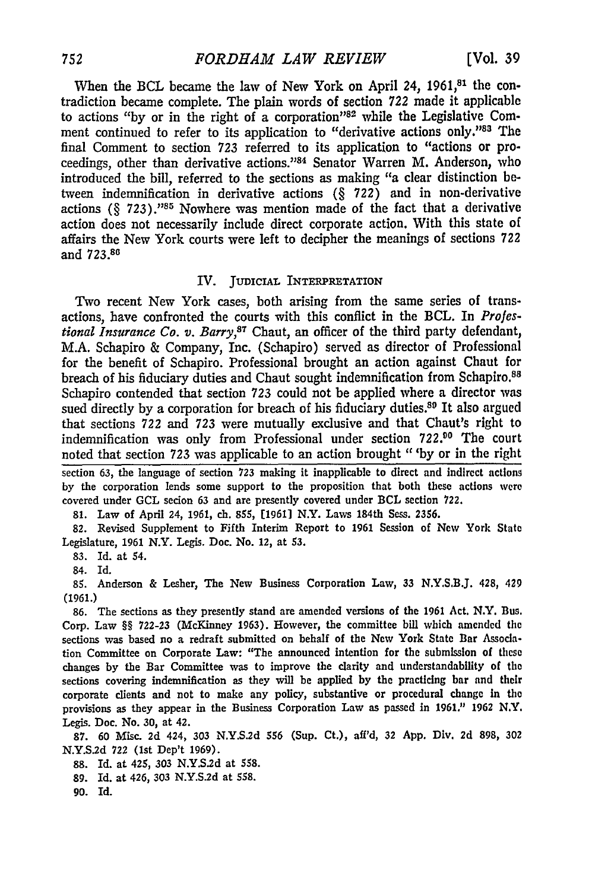When the BCL became the law of New York on April 24, 1961,[81] the contradiction became complete. The plain words of section 722 made it applicable to actions "by or in the right of a corporation"[82] while the Legislative Comment continued to refer to its application to "derivative actions only."[83] The final Comment to section 723 referred to its application to "actions or proceedings, other than derivative actions."[84] Senator Warren M. Anderson, who introduced the bill, referred to the sections as making "a clear distinction between indemnification in derivative actions (§ 722) and in non-derivative actions (§ 723)."[85] Nowhere was mention made of the fact that a derivative action does not necessarily include direct corporate action. With this state of affairs the New York courts were left to decipher the meanings of sections 722 and 723.[86]

## IV. Judicial Interpretation

Two recent New York cases, both arising from the same series of transactions, have confronted the courts with this conflict in the BCL. In *Professional Insurance Co. v. Barry*,[87] Chaut, an officer of the third party defendant, M.A. Schapiro & Company, Inc. (Schapiro) served as director of Professional for the benefit of Schapiro. Professional brought an action against Chaut for breach of his fiduciary duties and Chaut sought indemnification from Schapiro.[88] Schapiro contended that section 723 could not be applied where a director was sued directly by a corporation for breach of his fiduciary duties.[89] It also argued that sections 722 and 723 were mutually exclusive and that Chaut's right to indemnification was only from Professional under section 722.[90] The court noted that section 723 was applicable to an action brought " 'by or in the right

---

section 63, the language of section 723 making it inapplicable to direct and indirect actions by the corporation lends some support to the proposition that both these actions were covered under GCL secion 63 and are presently covered under BCL section 722.

81. Law of April 24, 1961, ch. 855, [1961] N.Y. Laws 184th Sess. 2356.

82. Revised Supplement to Fifth Interim Report to 1961 Session of New York State Legislature, 1961 N.Y. Legis. Doc. No. 12, at 53.

83. Id. at 54.

84. Id.

85. Anderson & Lesher, The New Business Corporation Law, 33 N.Y.S.B.J. 428, 429 (1961.)

86. The sections as they presently stand are amended versions of the 1961 Act. N.Y. Bus. Corp. Law §§ 722-23 (McKinney 1963). However, the committee bill which amended the sections was based no a redraft submitted on behalf of the New York State Bar Association Committee on Corporate Law: "The announced intention for the submission of these changes by the Bar Committee was to improve the clarity and understandability of the sections covering indemnification as they will be applied by the practicing bar and their corporate clients and not to make any policy, substantive or procedural change in the provisions as they appear in the Business Corporation Law as passed in 1961." 1962 N.Y. Legis. Doc. No. 30, at 42.

87. 60 Misc. 2d 424, 303 N.Y.S.2d 556 (Sup. Ct.), aff'd, 32 App. Div. 2d 898, 302 N.Y.S.2d 722 (1st Dep't 1969).

88. Id. at 425, 303 N.Y.S.2d at 558.

89. Id. at 426, 303 N.Y.S.2d at 558.

90. Id.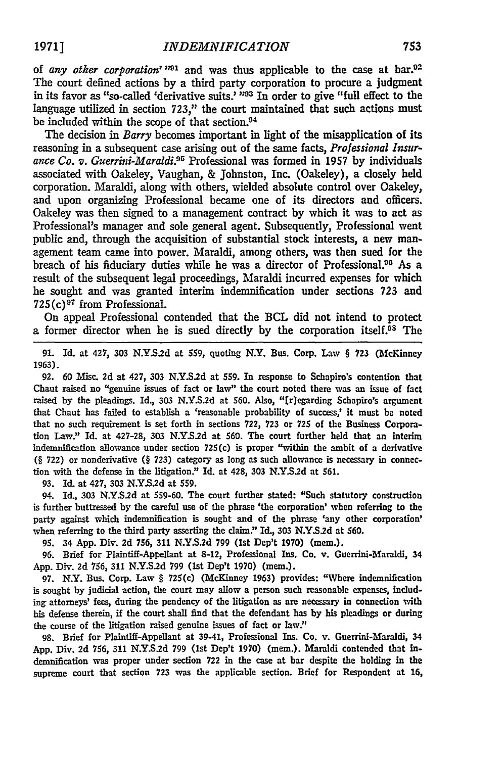of *any other corporation*' "[91] and was thus applicable to the case at bar.[92] The court defined actions by a third party corporation to procure a judgment in its favor as "so-called 'derivative suits.' "[93] In order to give "full effect to the language utilized in section 723," the court maintained that such actions must be included within the scope of that section.[94]

The decision in *Barry* becomes important in light of the misapplication of its reasoning in a subsequent case arising out of the same facts, *Professional Insurance Co. v. Guerrini-Maraldi*.[95] Professional was formed in 1957 by individuals associated with Oakeley, Vaughan, & Johnston, Inc. (Oakeley), a closely held corporation. Maraldi, along with others, wielded absolute control over Oakeley, and upon organizing Professional became one of its directors and officers. Oakeley was then signed to a management contract by which it was to act as Professional's manager and sole general agent. Subsequently, Professional went public and, through the acquisition of substantial stock interests, a new management team came into power. Maraldi, among others, was then sued for the breach of his fiduciary duties while he was a director of Professional.[96] As a result of the subsequent legal proceedings, Maraldi incurred expenses for which he sought and was granted interim indemnification under sections 723 and 725(c)[97] from Professional.

On appeal Professional contended that the BCL did not intend to protect a former director when he is sued directly by the corporation itself.[98] The

---

91. Id. at 427, 303 N.Y.S.2d at 559, quoting N.Y. Bus. Corp. Law § 723 (McKinney 1963).

92. 60 Misc. 2d at 427, 303 N.Y.S.2d at 559. In response to Schapiro's contention that Chaut raised no "genuine issues of fact or law" the court noted there was an issue of fact raised by the pleadings. Id., 303 N.Y.S.2d at 560. Also, "[r]egarding Schapiro's argument that Chaut has failed to establish a 'reasonable probability of success,' it must be noted that no such requirement is set forth in sections 722, 723 or 725 of the Business Corporation Law." Id. at 427-28, 303 N.Y.S.2d at 560. The court further held that an interim indemnification allowance under section 725(c) is proper "within the ambit of a derivative (§ 722) or nonderivative (§ 723) category as long as such allowance is necessary in connection with the defense in the litigation." Id. at 428, 303 N.Y.S.2d at 561.

93. Id. at 427, 303 N.Y.S.2d at 559.

94. Id., 303 N.Y.S.2d at 559-60. The court further stated: "Such statutory construction is further buttressed by the careful use of the phrase 'the corporation' when referring to the party against which indemnification is sought and of the phrase 'any other corporation' when referring to the third party asserting the claim." Id., 303 N.Y.S.2d at 560.

95. 34 App. Div. 2d 756, 311 N.Y.S.2d 799 (1st Dep't 1970) (mem.).

96. Brief for Plaintiff-Appellant at 8-12, Professional Ins. Co. v. Guerrini-Maraldi, 34 App. Div. 2d 756, 311 N.Y.S.2d 799 (1st Dep't 1970) (mem.).

97. N.Y. Bus. Corp. Law § 725(c) (McKinney 1963) provides: "Where indemnification is sought by judicial action, the court may allow a person such reasonable expenses, including attorneys' fees, during the pendency of the litigation as are necessary in connection with his defense therein, if the court shall find that the defendant has by his pleadings or during the course of the litigation raised genuine issues of fact or law."

98. Brief for Plaintiff-Appellant at 39-41, Professional Ins. Co. v. Guerrini-Maraldi, 34 App. Div. 2d 756, 311 N.Y.S.2d 799 (1st Dep't 1970) (mem.). Maraldi contended that indemnification was proper under section 722 in the case at bar despite the holding in the supreme court that section 723 was the applicable section. Brief for Respondent at 16,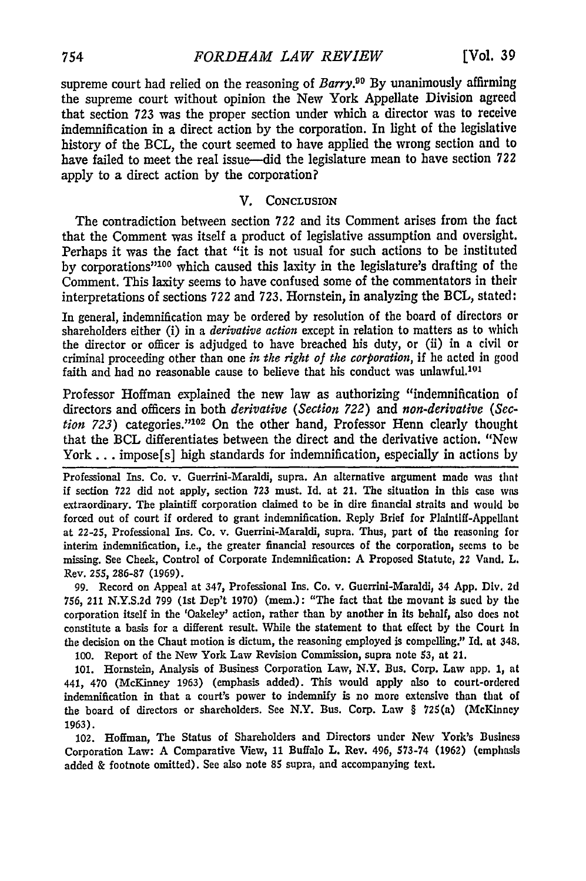supreme court had relied on the reasoning of *Barry*.[90] By unanimously affirming the supreme court without opinion the New York Appellate Division agreed that section 723 was the proper section under which a director was to receive indemnification in a direct action by the corporation. In light of the legislative history of the BCL, the court seemed to have applied the wrong section and to have failed to meet the real issue—did the legislature mean to have section 722 apply to a direct action by the corporation?

## V. Conclusion

The contradiction between section 722 and its Comment arises from the fact that the Comment was itself a product of legislative assumption and oversight. Perhaps it was the fact that "it is not usual for such actions to be instituted by corporations"[100] which caused this laxity in the legislature's drafting of the Comment. This laxity seems to have confused some of the commentators in their interpretations of sections 722 and 723. Hornstein, in analyzing the BCL, stated:

> In general, indemnification may be ordered by resolution of the board of directors or shareholders either (i) in a *derivative action* except in relation to matters as to which the director or officer is adjudged to have breached his duty, or (ii) in a civil or criminal proceeding other than one *in the right of the corporation*, if he acted in good faith and had no reasonable cause to believe that his conduct was unlawful.[101]

Professor Hoffman explained the new law as authorizing "indemnification of directors and officers in both *derivative (Section 722)* and *non-derivative (Section 723)* categories."[102] On the other hand, Professor Henn clearly thought that the BCL differentiates between the direct and the derivative action. "New York . . . impose[s] high standards for indemnification, especially in actions by

---

Professional Ins. Co. v. Guerrini-Maraldi, supra. An alternative argument made was that if section 722 did not apply, section 723 must. Id. at 21. The situation in this case was extraordinary. The plaintiff corporation claimed to be in dire financial straits and would be forced out of court if ordered to grant indemnification. Reply Brief for Plaintiff-Appellant at 22-25, Professional Ins. Co. v. Guerrini-Maraldi, supra. Thus, part of the reasoning for interim indemnification, i.e., the greater financial resources of the corporation, seems to be missing. See Cheek, Control of Corporate Indemnification: A Proposed Statute, 22 Vand. L. Rev. 255, 286-87 (1969).

99. Record on Appeal at 347, Professional Ins. Co. v. Guerrini-Maraldi, 34 App. Div. 2d 756, 211 N.Y.S.2d 799 (1st Dep't 1970) (mem.): "The fact that the movant is sued by the corporation itself in the 'Oakeley' action, rather than by another in its behalf, also does not constitute a basis for a different result. While the statement to that effect by the Court in the decision on the Chaut motion is dictum, the reasoning employed is compelling." Id. at 348.

100. Report of the New York Law Revision Commission, supra note 53, at 21.

101. Hornstein, Analysis of Business Corporation Law, N.Y. Bus. Corp. Law app. 1, at 441, 470 (McKinney 1963) (emphasis added). This would apply also to court-ordered indemnification in that a court's power to indemnify is no more extensive than that of the board of directors or shareholders. See N.Y. Bus. Corp. Law § 725(a) (McKinney 1963).

102. Hoffman, The Status of Shareholders and Directors under New York's Business Corporation Law: A Comparative View, 11 Buffalo L. Rev. 496, 573-74 (1962) (emphasis added & footnote omitted). See also note 85 supra, and accompanying text.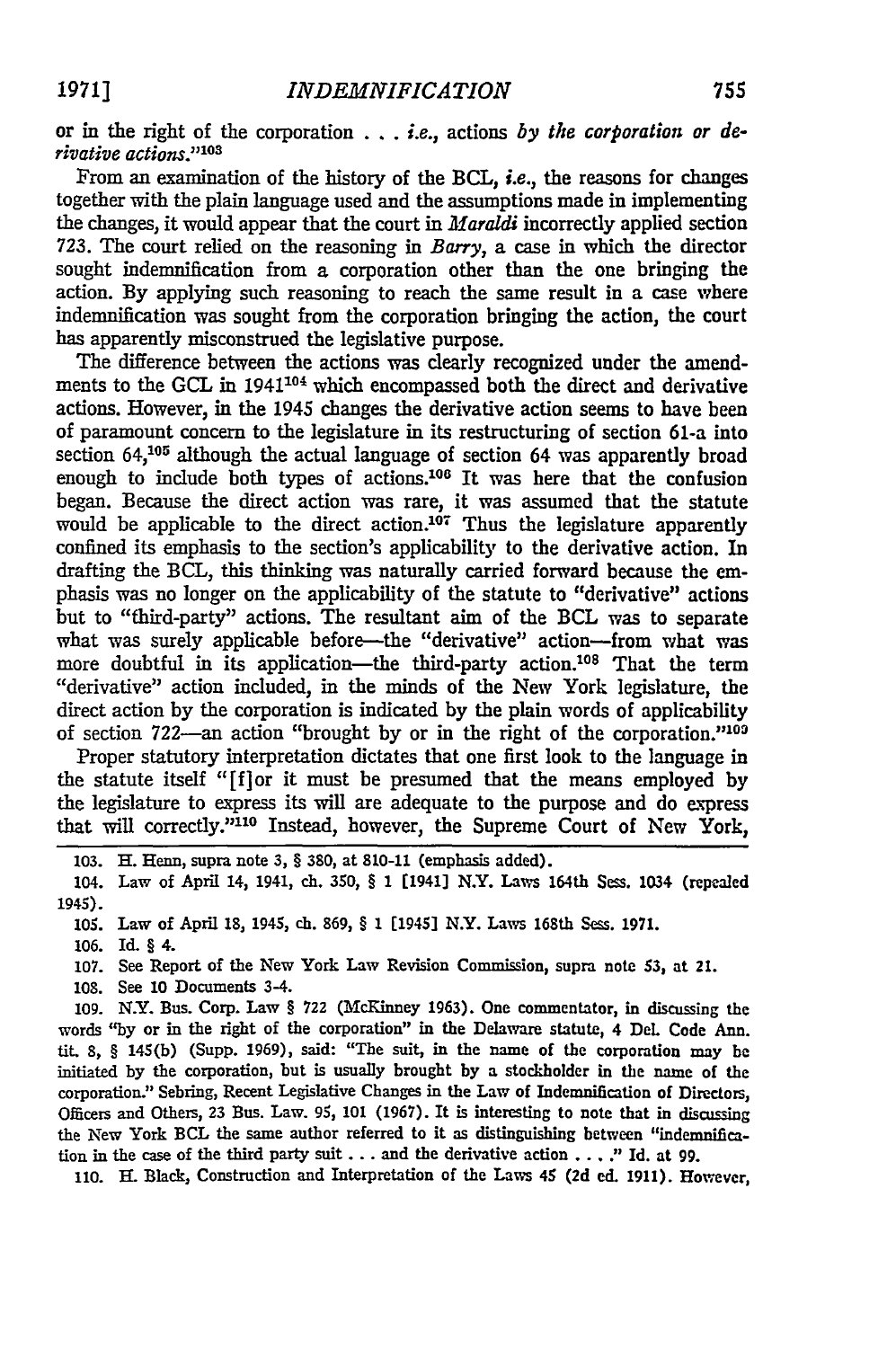or in the right of the corporation . . . *i.e.*, actions *by the corporation or derivative actions*."[103]

From an examination of the history of the BCL, *i.e.*, the reasons for changes together with the plain language used and the assumptions made in implementing the changes, it would appear that the court in *Maraldi* incorrectly applied section 723. The court relied on the reasoning in *Barry*, a case in which the director sought indemnification from a corporation other than the one bringing the action. By applying such reasoning to reach the same result in a case where indemnification was sought from the corporation bringing the action, the court has apparently misconstrued the legislative purpose.

The difference between the actions was clearly recognized under the amendments to the GCL in 1941[104] which encompassed both the direct and derivative actions. However, in the 1945 changes the derivative action seems to have been of paramount concern to the legislature in its restructuring of section 61-a into section 64,[105] although the actual language of section 64 was apparently broad enough to include both types of actions.[106] It was here that the confusion began. Because the direct action was rare, it was assumed that the statute would be applicable to the direct action.[107] Thus the legislature apparently confined its emphasis to the section's applicability to the derivative action. In drafting the BCL, this thinking was naturally carried forward because the emphasis was no longer on the applicability of the statute to "derivative" actions but to "third-party" actions. The resultant aim of the BCL was to separate what was surely applicable before—the "derivative" action—from what was more doubtful in its application—the third-party action.[108] That the term "derivative" action included, in the minds of the New York legislature, the direct action by the corporation is indicated by the plain words of applicability of section 722—an action "brought by or in the right of the corporation."[109]

Proper statutory interpretation dictates that one first look to the language in the statute itself "[f]or it must be presumed that the means employed by the legislature to express its will are adequate to the purpose and do express that will correctly."[110] Instead, however, the Supreme Court of New York,

---

103. H. Henn, supra note 3, § 380, at 810-11 (emphasis added).

104. Law of April 14, 1941, ch. 350, § 1 [1941] N.Y. Laws 164th Sess. 1034 (repealed 1945).

105. Law of April 18, 1945, ch. 869, § 1 [1945] N.Y. Laws 168th Sess. 1971.

106. Id. § 4.

107. See Report of the New York Law Revision Commission, supra note 53, at 21.

108. See 10 Documents 3-4.

109. N.Y. Bus. Corp. Law § 722 (McKinney 1963). One commentator, in discussing the words "by or in the right of the corporation" in the Delaware statute, 4 Del. Code Ann. tit. 8, § 145(b) (Supp. 1969), said: "The suit, in the name of the corporation may be initiated by the corporation, but is usually brought by a stockholder in the name of the corporation." Sebring, Recent Legislative Changes in the Law of Indemnification of Directors, Officers and Others, 23 Bus. Law. 95, 101 (1967). It is interesting to note that in discussing the New York BCL the same author referred to it as distinguishing between "indemnification in the case of the third party suit . . . and the derivative action . . . ." Id. at 99.

110. H. Black, Construction and Interpretation of the Laws 45 (2d ed. 1911). However,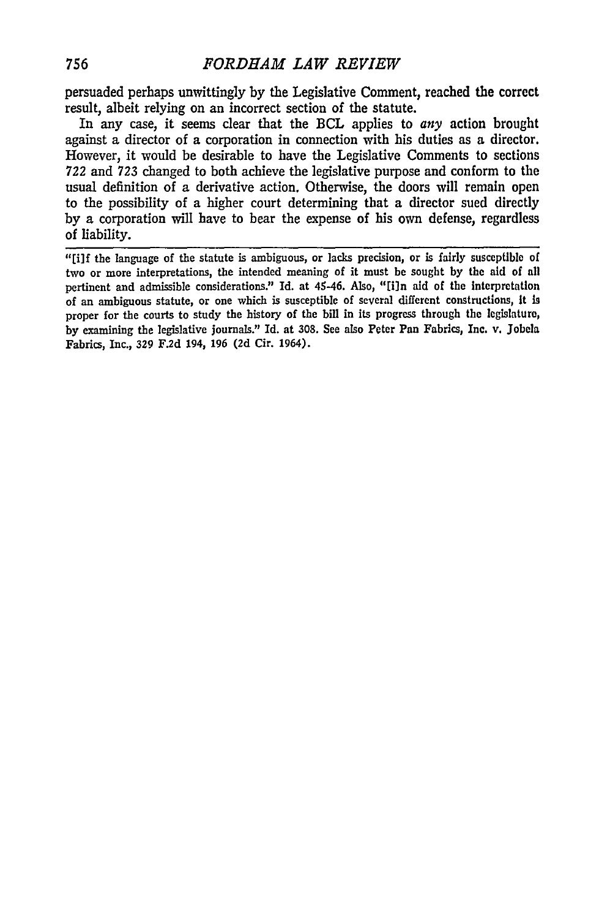persuaded perhaps unwittingly by the Legislative Comment, reached the correct result, albeit relying on an incorrect section of the statute.

In any case, it seems clear that the BCL applies to *any* action brought against a director of a corporation in connection with his duties as a director. However, it would be desirable to have the Legislative Comments to sections 722 and 723 changed to both achieve the legislative purpose and conform to the usual definition of a derivative action. Otherwise, the doors will remain open to the possibility of a higher court determining that a director sued directly by a corporation will have to bear the expense of his own defense, regardless of liability.

---

"[i]f the language of the statute is ambiguous, or lacks precision, or is fairly susceptible of two or more interpretations, the intended meaning of it must be sought by the aid of all pertinent and admissible considerations." Id. at 45-46. Also, "[i]n aid of the interpretation of an ambiguous statute, or one which is susceptible of several different constructions, it is proper for the courts to study the history of the bill in its progress through the legislature, by examining the legislative journals." Id. at 308. See also Peter Pan Fabrics, Inc. v. Jobela Fabrics, Inc., 329 F.2d 194, 196 (2d Cir. 1964).